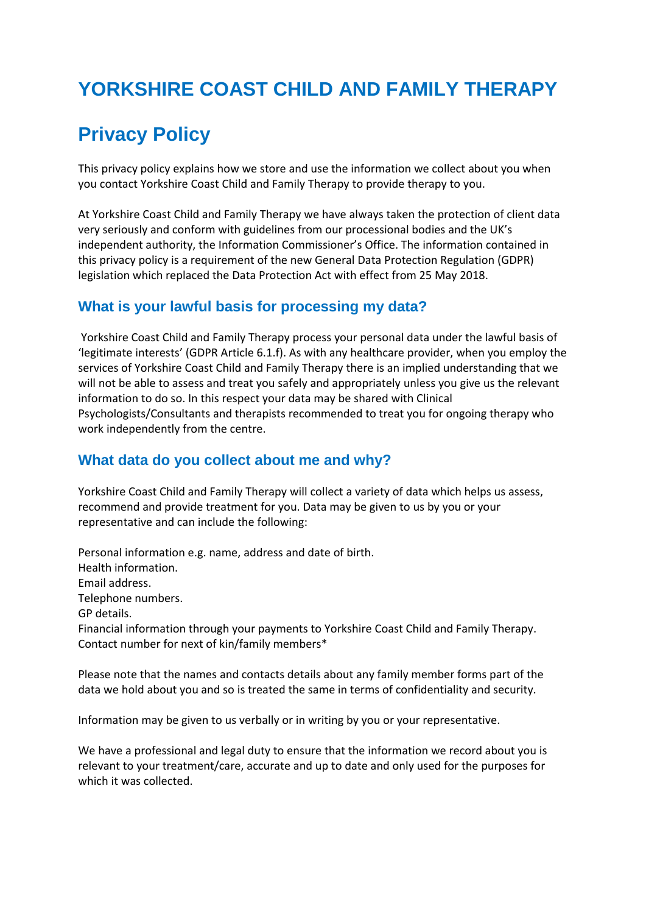# YORKSHIRE COAST CHILD AND FAMILY THERAPY

# Privacy Policy

This privacy policy explains how we store and use the information we collect about you when you contact Yorkshire Coast Child and Family Therapy to provide therapy to you.

At Yorkshire Coast Child and Family Therapy we have always taken the protection of client data very seriously and conform with guidelines from our processional bodies and the UK's independent authority, the Information Commissioner's Office. The information contained in this privacy policy is a requirement of the new General Data Protection Regulation (GDPR) legislation which replaced the Data Protection Act with effect from 25 May 2018.

## What is your lawful basis for processing my data?

Yorkshire Coast Child and Family Therapy process your personal data under the lawful basis of 'legitimate interests' (GDPR Article 6.1.f). As with any healthcare provider, when you employ the services of Yorkshire Coast Child and Family Therapy there is an implied understanding that we will not be able to assess and treat you safely and appropriately unless you give us the relevant information to do so. In this respect your data may be shared with Clinical Psychologists/Consultants and therapists recommended to treat you for ongoing therapy who work independently from the centre.

## What data do you collect about me and why?

Yorkshire Coast Child and Family Therapy will collect a variety of data which helps us assess, recommend and provide treatment for you. Data may be given to us by you or your representative and can include the following:

Personal information e.g. name, address and date of birth.
Health information.
Email address.
Telephone numbers.
GP details.
Financial information through your payments to Yorkshire Coast Child and Family Therapy.
Contact number for next of kin/family members*

Please note that the names and contacts details about any family member forms part of the data we hold about you and so is treated the same in terms of confidentiality and security.

Information may be given to us verbally or in writing by you or your representative.

We have a professional and legal duty to ensure that the information we record about you is relevant to your treatment/care, accurate and up to date and only used for the purposes for which it was collected.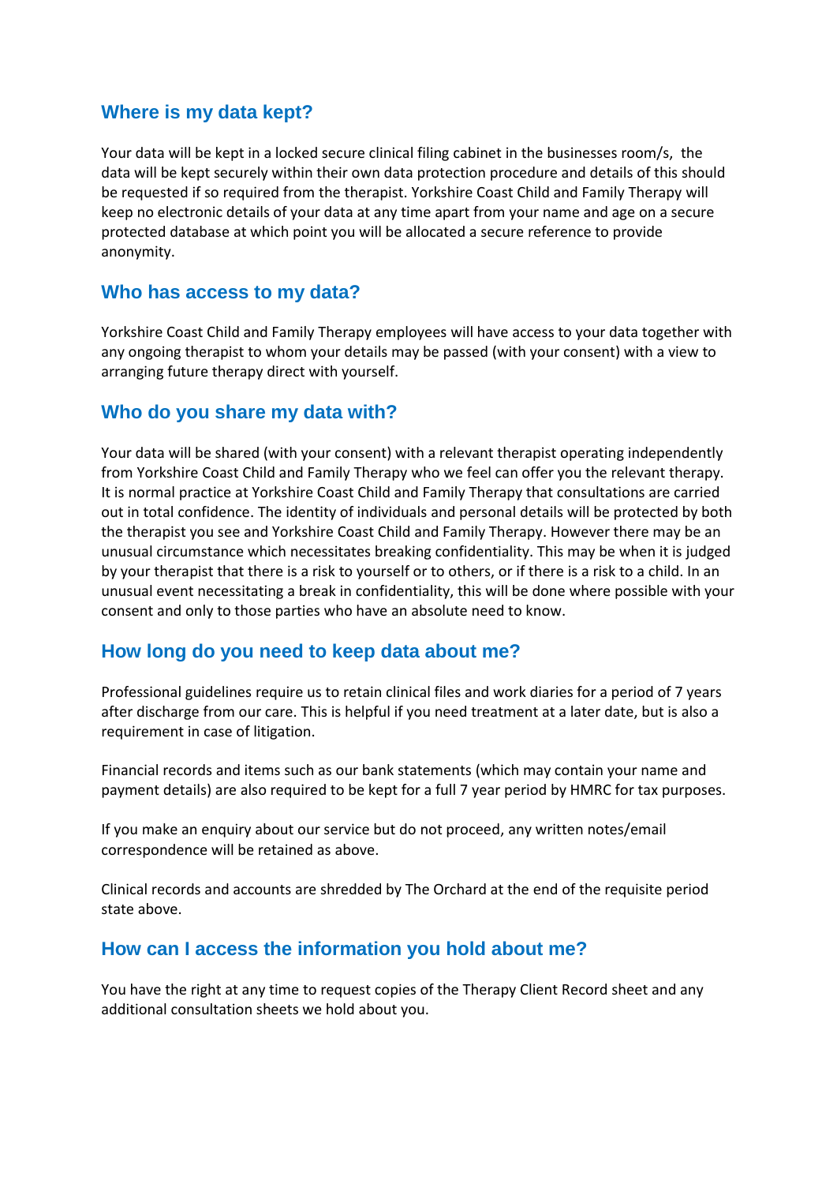## Where is my data kept?

Your data will be kept in a locked secure clinical filing cabinet in the businesses room/s, the data will be kept securely within their own data protection procedure and details of this should be requested if so required from the therapist. Yorkshire Coast Child and Family Therapy will keep no electronic details of your data at any time apart from your name and age on a secure protected database at which point you will be allocated a secure reference to provide anonymity.

## Who has access to my data?

Yorkshire Coast Child and Family Therapy employees will have access to your data together with any ongoing therapist to whom your details may be passed (with your consent) with a view to arranging future therapy direct with yourself.

## Who do you share my data with?

Your data will be shared (with your consent) with a relevant therapist operating independently from Yorkshire Coast Child and Family Therapy who we feel can offer you the relevant therapy. It is normal practice at Yorkshire Coast Child and Family Therapy that consultations are carried out in total confidence. The identity of individuals and personal details will be protected by both the therapist you see and Yorkshire Coast Child and Family Therapy. However there may be an unusual circumstance which necessitates breaking confidentiality. This may be when it is judged by your therapist that there is a risk to yourself or to others, or if there is a risk to a child. In an unusual event necessitating a break in confidentiality, this will be done where possible with your consent and only to those parties who have an absolute need to know.

## How long do you need to keep data about me?

Professional guidelines require us to retain clinical files and work diaries for a period of 7 years after discharge from our care. This is helpful if you need treatment at a later date, but is also a requirement in case of litigation.

Financial records and items such as our bank statements (which may contain your name and payment details) are also required to be kept for a full 7 year period by HMRC for tax purposes.

If you make an enquiry about our service but do not proceed, any written notes/email correspondence will be retained as above.

Clinical records and accounts are shredded by The Orchard at the end of the requisite period state above.

## How can I access the information you hold about me?

You have the right at any time to request copies of the Therapy Client Record sheet and any additional consultation sheets we hold about you.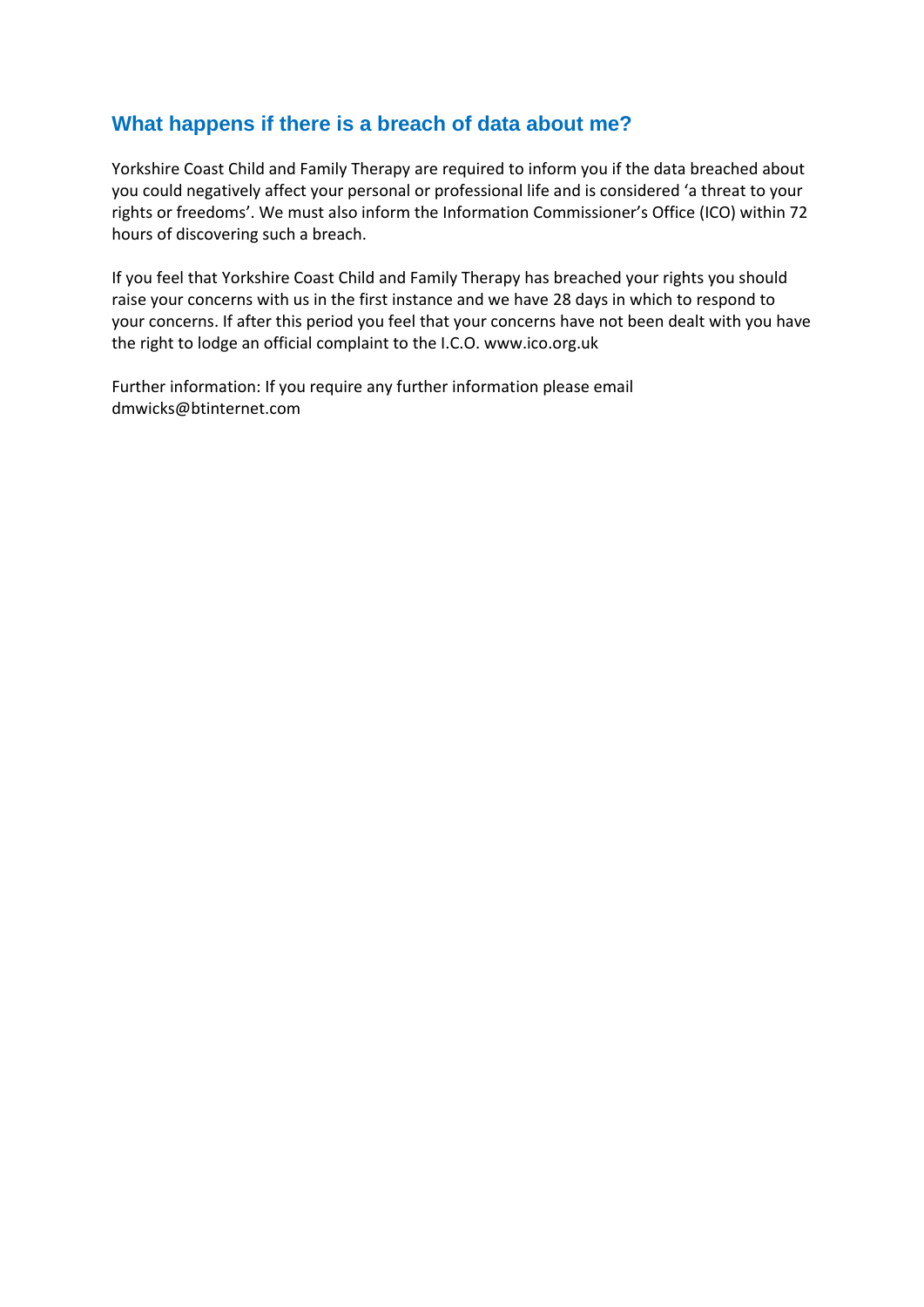## What happens if there is a breach of data about me?

Yorkshire Coast Child and Family Therapy are required to inform you if the data breached about you could negatively affect your personal or professional life and is considered 'a threat to your rights or freedoms'. We must also inform the Information Commissioner's Office (ICO) within 72 hours of discovering such a breach.

If you feel that Yorkshire Coast Child and Family Therapy has breached your rights you should raise your concerns with us in the first instance and we have 28 days in which to respond to your concerns. If after this period you feel that your concerns have not been dealt with you have the right to lodge an official complaint to the I.C.O. www.ico.org.uk

Further information: If you require any further information please email dmwicks@btinternet.com